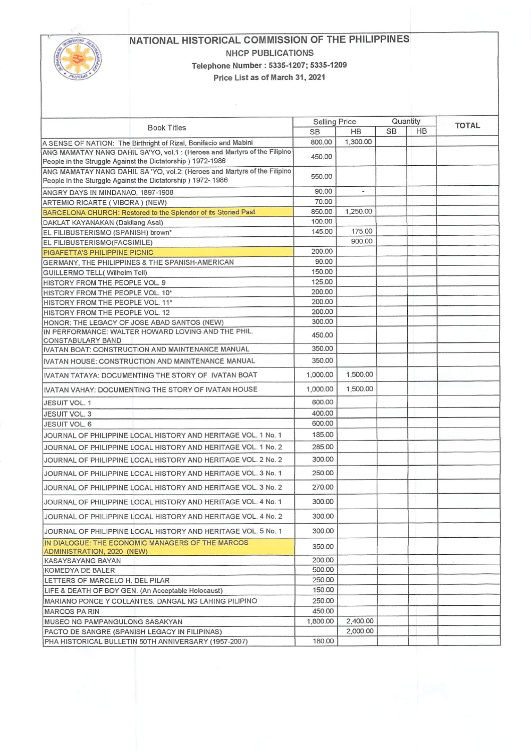# NATIONAL HISTORICAL COMMISSION OF THE PHILIPPINES

## NHCP PUBLICATIONS

**Telephone Number : 5335-1207; 5335-1209**

**Price List as of March 31, 2021**

| Book Titles | Selling Price | | Quantity | | TOTAL |
|---|---|---|---|---|---|
| | SB | HB | SB | HB | |
| A SENSE OF NATION: The Birthright of Rizal, Bonifacio and Mabini | 800.00 | 1,300.00 | | | |
| ANG MAMATAY NANG DAHIL SA'YO, vol.1 : (Heroes and Martyrs of the Filipino People in the Struggle Against the Dictatorship ) 1972-1986 | 450.00 | | | | |
| ANG MAMATAY NANG DAHIL SA 'YO, vol.2: (Heroes and Martyrs of the Filipino People in the Sturggle Against the Dictatorship ) 1972- 1986 | 550.00 | | | | |
| ANGRY DAYS IN MINDANAO, 1897-1908 | 90.00 | - | | | |
| ARTEMIO RICARTE ( VIBORA ) (NEW) | 70.00 | | | | |
| BARCELONA CHURCH: Restored to the Splendor of its Storied Past | 850.00 | 1,250.00 | | | |
| DAKLAT KAYANAKAN (Dakilang Asal) | 100.00 | | | | |
| EL FILIBUSTERISMO (SPANISH) brown* | 145.00 | 175.00 | | | |
| EL FILIBUSTERISMO(FACSIMILE) | | 900.00 | | | |
| PIGAFETTA'S PHILIPPINE PICNIC | 200.00 | | | | |
| GERMANY, THE PHILIPPINES & THE SPANISH-AMERICAN | 90.00 | | | | |
| GUILLERMO TELL( Wilhelm Tell) | 150.00 | | | | |
| HISTORY FROM THE PEOPLE VOL. 9 | 125.00 | | | | |
| HISTORY FROM THE PEOPLE VOL. 10* | 200.00 | | | | |
| HISTORY FROM THE PEOPLE VOL. 11* | 200.00 | | | | |
| HISTORY FROM THE PEOPLE VOL. 12 | 200.00 | | | | |
| HONOR: THE LEGACY OF JOSE ABAD SANTOS (NEW) | 300.00 | | | | |
| IN PERFORMANCE: WALTER HOWARD LOVING AND THE PHIL. CONSTABULARY BAND | 450.00 | | | | |
| IVATAN BOAT: CONSTRUCTION AND MAINTENANCE MANUAL | 350.00 | | | | |
| IVATAN HOUSE: CONSTRUCTION AND MAINTENANCE MANUAL | 350.00 | | | | |
| IVATAN TATAYA: DOCUMENTING THE STORY OF IVATAN BOAT | 1,000.00 | 1,500.00 | | | |
| IVATAN VAHAY: DOCUMENTING THE STORY OF IVATAN HOUSE | 1,000.00 | 1,500.00 | | | |
| JESUIT VOL. 1 | 600.00 | | | | |
| JESUIT VOL. 3 | 400.00 | | | | |
| JESUIT VOL. 6 | 600.00 | | | | |
| JOURNAL OF PHILIPPINE LOCAL HISTORY AND HERITAGE VOL. 1 No. 1 | 185.00 | | | | |
| JOURNAL OF PHILIPPINE LOCAL HISTORY AND HERITAGE VOL. 1 No. 2 | 285.00 | | | | |
| JOURNAL OF PHILIPPINE LOCAL HISTORY AND HERITAGE VOL. 2 No. 2 | 300.00 | | | | |
| JOURNAL OF PHILIPPINE LOCAL HISTORY AND HERITAGE VOL. 3 No. 1 | 250.00 | | | | |
| JOURNAL OF PHILIPPINE LOCAL HISTORY AND HERITAGE VOL. 3 No. 2 | 270.00 | | | | |
| JOURNAL OF PHILIPPINE LOCAL HISTORY AND HERITAGE VOL. 4 No. 1 | 300.00 | | | | |
| JOURNAL OF PHILIPPINE LOCAL HISTORY AND HERITAGE VOL. 4 No. 2 | 300.00 | | | | |
| JOURNAL OF PHILIPPINE LOCAL HISTORY AND HERITAGE VOL. 5 No. 1 | 300.00 | | | | |
| IN DIALOGUE: THE ECONOMIC MANAGERS OF THE MARCOS ADMINISTRATION, 2020 (NEW) | 350.00 | | | | |
| KASAYSAYANG BAYAN | 200.00 | | | | |
| KOMEDYA DE BALER | 500.00 | | | | |
| LETTERS OF MARCELO H. DEL PILAR | 250.00 | | | | |
| LIFE & DEATH OF BOY GEN. (An Acceptable Holocaust) | 150.00 | | | | |
| MARIANO PONCE Y COLLANTES, DANGAL NG LAHING PILIPINO | 250.00 | | | | |
| MARCOS PA RIN | 450.00 | | | | |
| MUSEO NG PAMPANGULONG SASAKYAN | 1,800.00 | 2,400.00 | | | |
| PACTO DE SANGRE (SPANISH LEGACY IN FILIPINAS) | | 2,000.00 | | | |
| PHA HISTORICAL BULLETIN 50TH ANNIVERSARY (1957-2007) | 180.00 | | | | |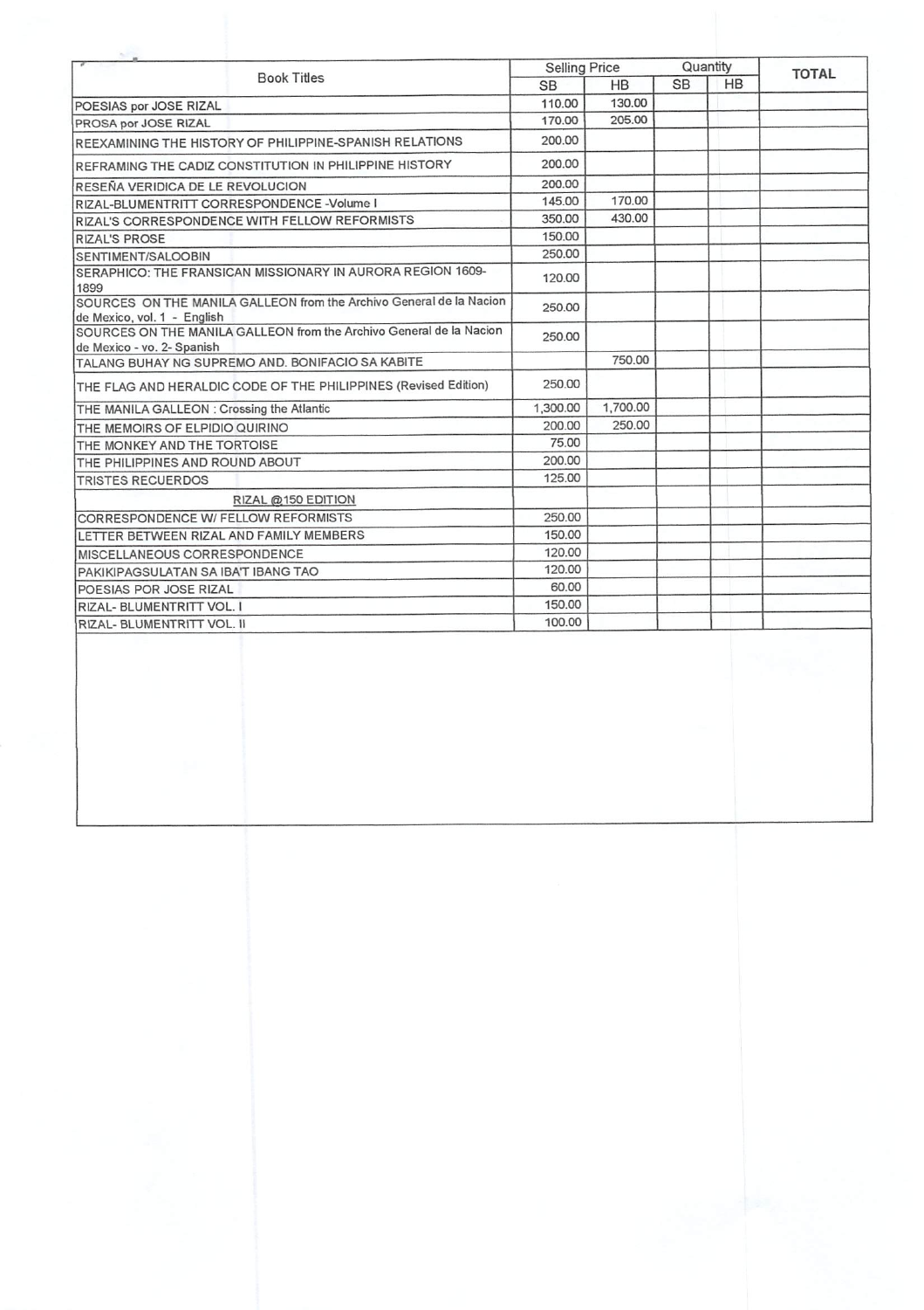| Book Titles | Selling Price | | Quantity | | TOTAL |
|---|---|---|---|---|---|
| | SB | HB | SB | HB | |
| POESIAS por JOSE RIZAL | 110.00 | 130.00 | | | |
| PROSA por JOSE RIZAL | 170.00 | 205.00 | | | |
| REEXAMINING THE HISTORY OF PHILIPPINE-SPANISH RELATIONS | 200.00 | | | | |
| REFRAMING THE CADIZ CONSTITUTION IN PHILIPPINE HISTORY | 200.00 | | | | |
| RESEÑA VERIDICA DE LE REVOLUCION | 200.00 | | | | |
| RIZAL-BLUMENTRITT CORRESPONDENCE -Volume I | 145.00 | 170.00 | | | |
| RIZAL'S CORRESPONDENCE WITH FELLOW REFORMISTS | 350.00 | 430.00 | | | |
| RIZAL'S PROSE | 150.00 | | | | |
| SENTIMENT/SALOOBIN | 250.00 | | | | |
| SERAPHICO: THE FRANSICAN MISSIONARY IN AURORA REGION 1609-1899 | 120.00 | | | | |
| SOURCES ON THE MANILA GALLEON from the Archivo General de la Nacion de Mexico, vol. 1 - English | 250.00 | | | | |
| SOURCES ON THE MANILA GALLEON from the Archivo General de la Nacion de Mexico - vo. 2- Spanish | 250.00 | | | | |
| TALANG BUHAY NG SUPREMO AND. BONIFACIO SA KABITE | | 750.00 | | | |
| THE FLAG AND HERALDIC CODE OF THE PHILIPPINES (Revised Edition) | 250.00 | | | | |
| THE MANILA GALLEON : Crossing the Atlantic | 1,300.00 | 1,700.00 | | | |
| THE MEMOIRS OF ELPIDIO QUIRINO | 200.00 | 250.00 | | | |
| THE MONKEY AND THE TORTOISE | 75.00 | | | | |
| THE PHILIPPINES AND ROUND ABOUT | 200.00 | | | | |
| TRISTES RECUERDOS | 125.00 | | | | |
| RIZAL @150 EDITION | | | | | |
| CORRESPONDENCE W/ FELLOW REFORMISTS | 250.00 | | | | |
| LETTER BETWEEN RIZAL AND FAMILY MEMBERS | 150.00 | | | | |
| MISCELLANEOUS CORRESPONDENCE | 120.00 | | | | |
| PAKIKIPAGSULATAN SA IBA'T IBANG TAO | 120.00 | | | | |
| POESIAS POR JOSE RIZAL | 60.00 | | | | |
| RIZAL- BLUMENTRITT VOL. I | 150.00 | | | | |
| RIZAL- BLUMENTRITT VOL. II | 100.00 | | | | |